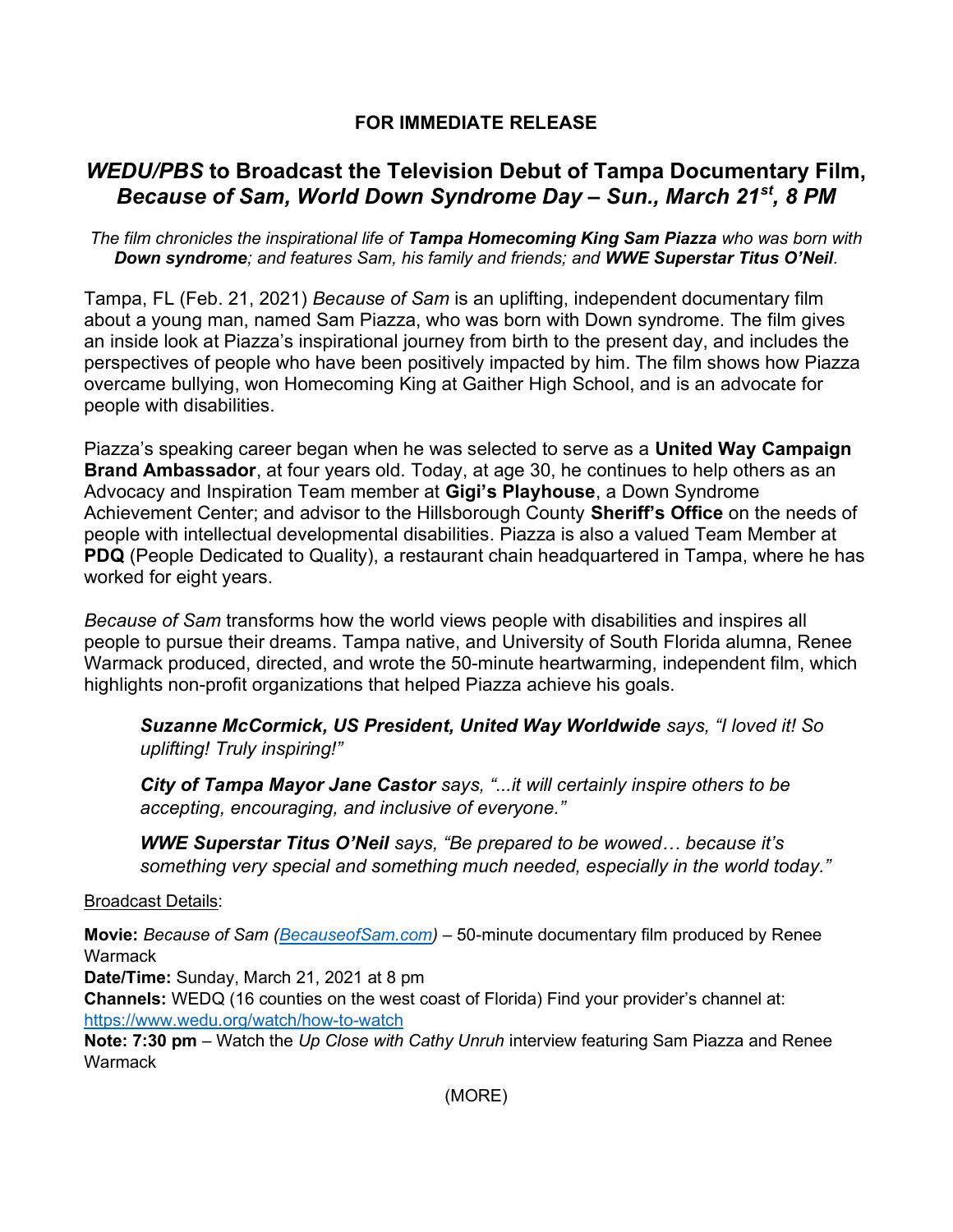**FOR IMMEDIATE RELEASE**

# ***WEDU/PBS* to Broadcast the Television Debut of Tampa Documentary Film, *Because of Sam, World Down Syndrome Day – Sun., March 21st, 8 PM***

*The film chronicles the inspirational life of **Tampa Homecoming King Sam Piazza** who was born with **Down syndrome**; and features Sam, his family and friends; and **WWE Superstar Titus O'Neil**.*

Tampa, FL (Feb. 21, 2021) *Because of Sam* is an uplifting, independent documentary film about a young man, named Sam Piazza, who was born with Down syndrome. The film gives an inside look at Piazza's inspirational journey from birth to the present day, and includes the perspectives of people who have been positively impacted by him. The film shows how Piazza overcame bullying, won Homecoming King at Gaither High School, and is an advocate for people with disabilities.

Piazza's speaking career began when he was selected to serve as a **United Way Campaign Brand Ambassador**, at four years old. Today, at age 30, he continues to help others as an Advocacy and Inspiration Team member at **Gigi's Playhouse**, a Down Syndrome Achievement Center; and advisor to the Hillsborough County **Sheriff's Office** on the needs of people with intellectual developmental disabilities. Piazza is also a valued Team Member at **PDQ** (People Dedicated to Quality), a restaurant chain headquartered in Tampa, where he has worked for eight years.

*Because of Sam* transforms how the world views people with disabilities and inspires all people to pursue their dreams. Tampa native, and University of South Florida alumna, Renee Warmack produced, directed, and wrote the 50-minute heartwarming, independent film, which highlights non-profit organizations that helped Piazza achieve his goals.

> ***Suzanne McCormick, US President, United Way Worldwide** says, "I loved it! So uplifting! Truly inspiring!"*
>
> ***City of Tampa Mayor Jane Castor** says, "...it will certainly inspire others to be accepting, encouraging, and inclusive of everyone."*
>
> ***WWE Superstar Titus O'Neil** says, "Be prepared to be wowed… because it's something very special and something much needed, especially in the world today."*

Broadcast Details:

**Movie:** *Because of Sam* (BecauseofSam.com) – 50-minute documentary film produced by Renee Warmack
**Date/Time:** Sunday, March 21, 2021 at 8 pm
**Channels:** WEDQ (16 counties on the west coast of Florida) Find your provider's channel at: https://www.wedu.org/watch/how-to-watch
**Note: 7:30 pm** – Watch the *Up Close with Cathy Unruh* interview featuring Sam Piazza and Renee Warmack

(MORE)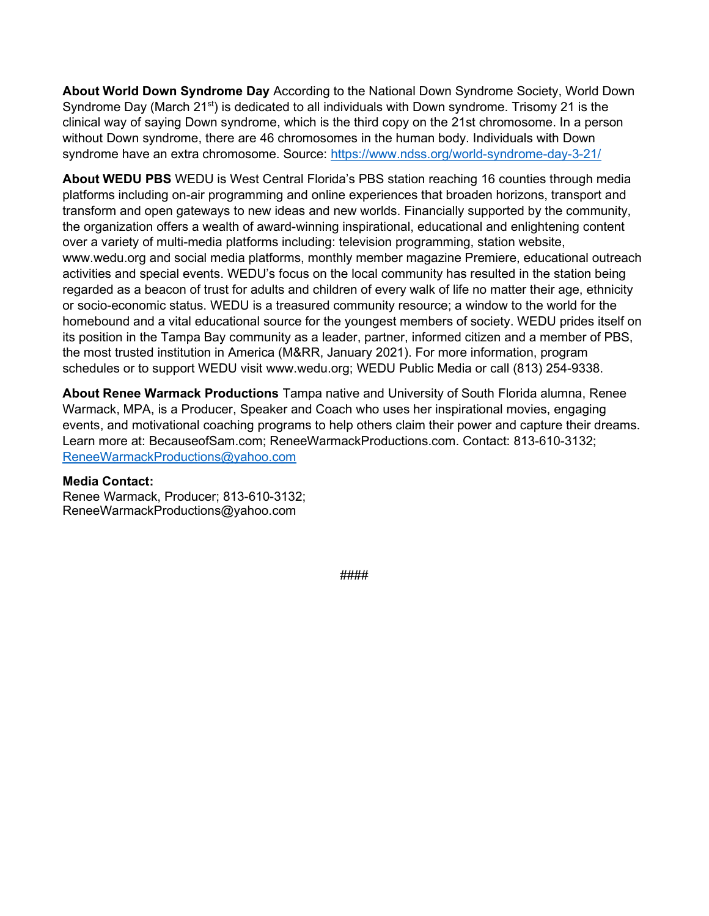**About World Down Syndrome Day** According to the National Down Syndrome Society, World Down Syndrome Day (March 21st) is dedicated to all individuals with Down syndrome. Trisomy 21 is the clinical way of saying Down syndrome, which is the third copy on the 21st chromosome. In a person without Down syndrome, there are 46 chromosomes in the human body. Individuals with Down syndrome have an extra chromosome. Source: https://www.ndss.org/world-syndrome-day-3-21/

**About WEDU PBS** WEDU is West Central Florida's PBS station reaching 16 counties through media platforms including on-air programming and online experiences that broaden horizons, transport and transform and open gateways to new ideas and new worlds. Financially supported by the community, the organization offers a wealth of award-winning inspirational, educational and enlightening content over a variety of multi-media platforms including: television programming, station website, www.wedu.org and social media platforms, monthly member magazine Premiere, educational outreach activities and special events. WEDU's focus on the local community has resulted in the station being regarded as a beacon of trust for adults and children of every walk of life no matter their age, ethnicity or socio-economic status. WEDU is a treasured community resource; a window to the world for the homebound and a vital educational source for the youngest members of society. WEDU prides itself on its position in the Tampa Bay community as a leader, partner, informed citizen and a member of PBS, the most trusted institution in America (M&RR, January 2021). For more information, program schedules or to support WEDU visit www.wedu.org; WEDU Public Media or call (813) 254-9338.

**About Renee Warmack Productions** Tampa native and University of South Florida alumna, Renee Warmack, MPA, is a Producer, Speaker and Coach who uses her inspirational movies, engaging events, and motivational coaching programs to help others claim their power and capture their dreams. Learn more at: BecauseofSam.com; ReneeWarmackProductions.com. Contact: 813-610-3132; ReneeWarmackProductions@yahoo.com

**Media Contact:**
Renee Warmack, Producer; 813-610-3132;
ReneeWarmackProductions@yahoo.com

####